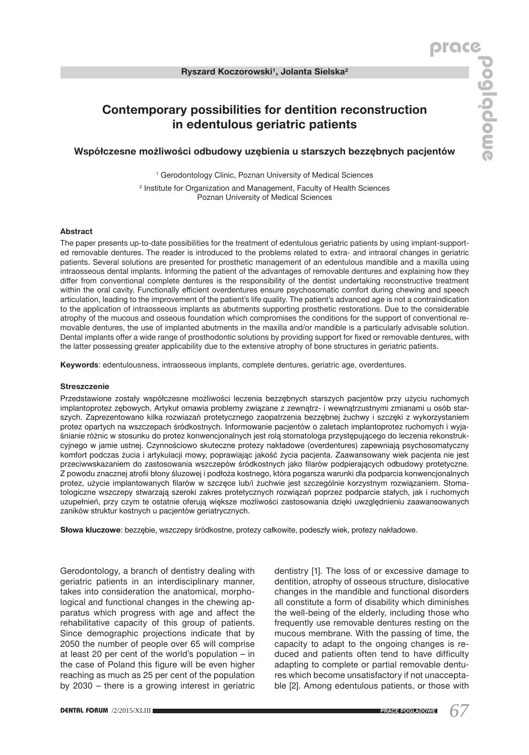Ryszard Koczorowski[1], Jolanta Sielska[2]

# Contemporary possibilities for dentition reconstruction in edentulous geriatric patients

## Współczesne możliwości odbudowy uzębienia u starszych bezzębnych pacjentów

[1] Gerodontology Clinic, Poznan University of Medical Sciences

[2] Institute for Organization and Management, Faculty of Health Sciences
Poznan University of Medical Sciences

### Abstract

The paper presents up-to-date possibilities for the treatment of edentulous geriatric patients by using implant-supported removable dentures. The reader is introduced to the problems related to extra- and intraoral changes in geriatric patients. Several solutions are presented for prosthetic management of an edentulous mandible and a maxilla using intraosseous dental implants. Informing the patient of the advantages of removable dentures and explaining how they differ from conventional complete dentures is the responsibility of the dentist undertaking reconstructive treatment within the oral cavity. Functionally efficient overdentures ensure psychosomatic comfort during chewing and speech articulation, leading to the improvement of the patient's life quality. The patient's advanced age is not a contraindication to the application of intraosseous implants as abutments supporting prosthetic restorations. Due to the considerable atrophy of the mucous and osseous foundation which compromises the conditions for the support of conventional removable dentures, the use of implanted abutments in the maxilla and/or mandible is a particularly advisable solution. Dental implants offer a wide range of prosthodontic solutions by providing support for fixed or removable dentures, with the latter possessing greater applicability due to the extensive atrophy of bone structures in geriatric patients.

**Keywords**: edentulousness, intraosseous implants, complete dentures, geriatric age, overdentures.

### Streszczenie

Przedstawione zostały współczesne możliwości leczenia bezzębnych starszych pacjentów przy użyciu ruchomych implantoprotez zębowych. Artykuł omawia problemy związane z zewnątrz- i wewnątrzustnymi zmianami u osób starszych. Zaprezentowano kilka rozwiązań protetycznego zaopatrzenia bezzębnej żuchwy i szczęki z wykorzystaniem protez opartych na wszczepach śródkostnych. Informowanie pacjentów o zaletach implantoprotez ruchomych i wyjaśnianie różnic w stosunku do protez konwencjonalnych jest rolą stomatologa przystępującego do leczenia rekonstrukcyjnego w jamie ustnej. Czynnościowo skuteczne protezy nakładowe (overdentures) zapewniają psychosomatyczny komfort podczas żucia i artykulacji mowy, poprawiając jakość życia pacjenta. Zaawansowany wiek pacjenta nie jest przeciwwskazaniem do zastosowania wszczepów śródkostnych jako filarów podpierających odbudowy protetyczne. Z powodu znacznej atrofii błony śluzowej i podłoża kostnego, która pogarsza warunki dla podparcia konwencjonalnych protez, użycie implantowanych filarów w szczęce lub/i żuchwie jest szczególnie korzystnym rozwiązaniem. Stomatologiczne wszczepy stwarzają szeroki zakres protetycznych rozwiązań poprzez podparcie stałych, jak i ruchomych uzupełnień, przy czym te ostatnie oferują większe możliwości zastosowania dzięki uwzględnieniu zaawansowanych zaników struktur kostnych u pacjentów geriatrycznych.

**Słowa kluczowe**: bezzębie, wszczepy śródkostne, protezy całkowite, podeszły wiek, protezy nakładowe.

Gerodontology, a branch of dentistry dealing with geriatric patients in an interdisciplinary manner, takes into consideration the anatomical, morphological and functional changes in the chewing apparatus which progress with age and affect the rehabilitative capacity of this group of patients. Since demographic projections indicate that by 2050 the number of people over 65 will comprise at least 20 per cent of the world's population – in the case of Poland this figure will be even higher reaching as much as 25 per cent of the population by 2030 – there is a growing interest in geriatric dentistry [1]. The loss of or excessive damage to dentition, atrophy of osseous structure, dislocative changes in the mandible and functional disorders all constitute a form of disability which diminishes the well-being of the elderly, including those who frequently use removable dentures resting on the mucous membrane. With the passing of time, the capacity to adapt to the ongoing changes is reduced and patients often tend to have difficulty adapting to complete or partial removable dentures which become unsatisfactory if not unacceptable [2]. Among edentulous patients, or those with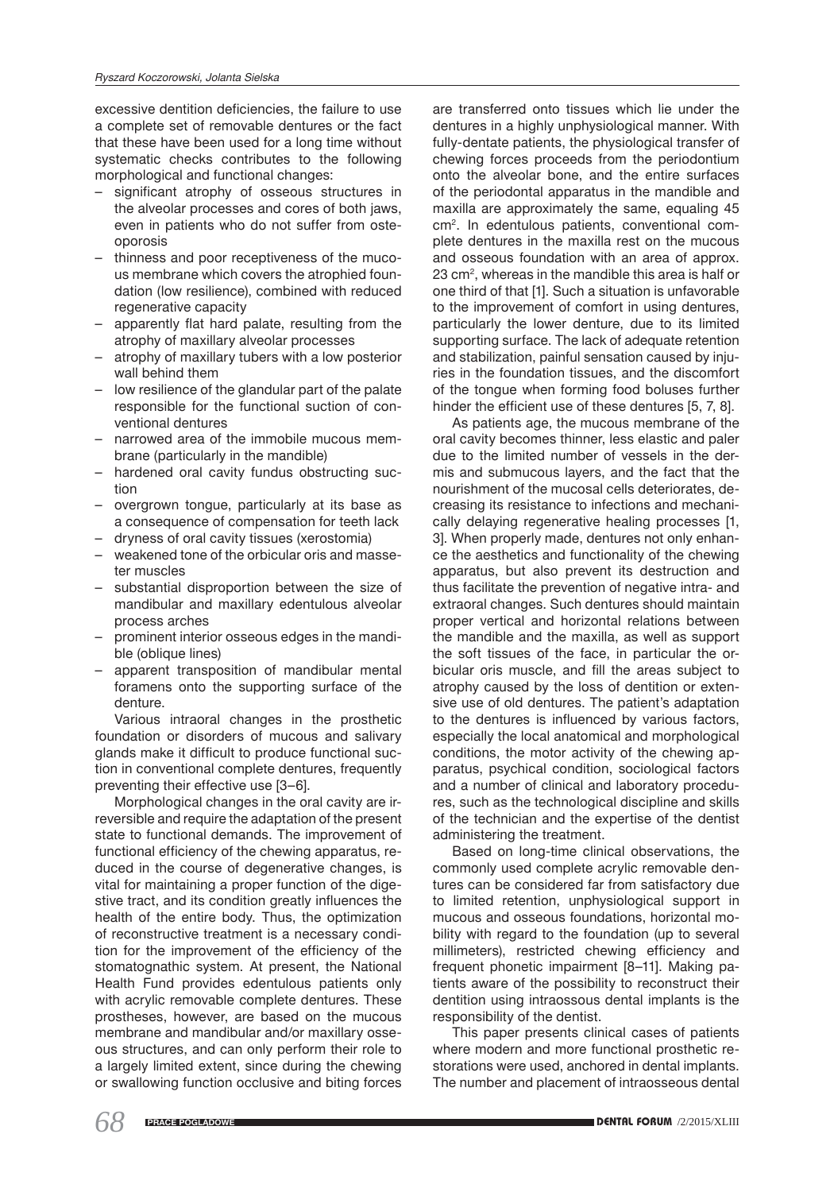excessive dentition deficiencies, the failure to use a complete set of removable dentures or the fact that these have been used for a long time without systematic checks contributes to the following morphological and functional changes:

- significant atrophy of osseous structures in the alveolar processes and cores of both jaws, even in patients who do not suffer from osteoporosis
- thinness and poor receptiveness of the mucous membrane which covers the atrophied foundation (low resilience), combined with reduced regenerative capacity
- apparently flat hard palate, resulting from the atrophy of maxillary alveolar processes
- atrophy of maxillary tubers with a low posterior wall behind them
- low resilience of the glandular part of the palate responsible for the functional suction of conventional dentures
- narrowed area of the immobile mucous membrane (particularly in the mandible)
- hardened oral cavity fundus obstructing suction
- overgrown tongue, particularly at its base as a consequence of compensation for teeth lack
- dryness of oral cavity tissues (xerostomia)
- weakened tone of the orbicular oris and masseter muscles
- substantial disproportion between the size of mandibular and maxillary edentulous alveolar process arches
- prominent interior osseous edges in the mandible (oblique lines)
- apparent transposition of mandibular mental foramens onto the supporting surface of the denture.

Various intraoral changes in the prosthetic foundation or disorders of mucous and salivary glands make it difficult to produce functional suction in conventional complete dentures, frequently preventing their effective use [3–6].

Morphological changes in the oral cavity are irreversible and require the adaptation of the present state to functional demands. The improvement of functional efficiency of the chewing apparatus, reduced in the course of degenerative changes, is vital for maintaining a proper function of the digestive tract, and its condition greatly influences the health of the entire body. Thus, the optimization of reconstructive treatment is a necessary condition for the improvement of the efficiency of the stomatognathic system. At present, the National Health Fund provides edentulous patients only with acrylic removable complete dentures. These prostheses, however, are based on the mucous membrane and mandibular and/or maxillary osseous structures, and can only perform their role to a largely limited extent, since during the chewing or swallowing function occlusive and biting forces are transferred onto tissues which lie under the dentures in a highly unphysiological manner. With fully-dentate patients, the physiological transfer of chewing forces proceeds from the periodontium onto the alveolar bone, and the entire surfaces of the periodontal apparatus in the mandible and maxilla are approximately the same, equaling 45 cm$^2$. In edentulous patients, conventional complete dentures in the maxilla rest on the mucous and osseous foundation with an area of approx. 23 cm$^2$, whereas in the mandible this area is half or one third of that [1]. Such a situation is unfavorable to the improvement of comfort in using dentures, particularly the lower denture, due to its limited supporting surface. The lack of adequate retention and stabilization, painful sensation caused by injuries in the foundation tissues, and the discomfort of the tongue when forming food boluses further hinder the efficient use of these dentures [5, 7, 8].

As patients age, the mucous membrane of the oral cavity becomes thinner, less elastic and paler due to the limited number of vessels in the dermis and submucous layers, and the fact that the nourishment of the mucosal cells deteriorates, decreasing its resistance to infections and mechanically delaying regenerative healing processes [1, 3]. When properly made, dentures not only enhance the aesthetics and functionality of the chewing apparatus, but also prevent its destruction and thus facilitate the prevention of negative intra- and extraoral changes. Such dentures should maintain proper vertical and horizontal relations between the mandible and the maxilla, as well as support the soft tissues of the face, in particular the orbicular oris muscle, and fill the areas subject to atrophy caused by the loss of dentition or extensive use of old dentures. The patient's adaptation to the dentures is influenced by various factors, especially the local anatomical and morphological conditions, the motor activity of the chewing apparatus, psychical condition, sociological factors and a number of clinical and laboratory procedures, such as the technological discipline and skills of the technician and the expertise of the dentist administering the treatment.

Based on long-time clinical observations, the commonly used complete acrylic removable dentures can be considered far from satisfactory due to limited retention, unphysiological support in mucous and osseous foundations, horizontal mobility with regard to the foundation (up to several millimeters), restricted chewing efficiency and frequent phonetic impairment [8–11]. Making patients aware of the possibility to reconstruct their dentition using intraossous dental implants is the responsibility of the dentist.

This paper presents clinical cases of patients where modern and more functional prosthetic restorations were used, anchored in dental implants. The number and placement of intraosseous dental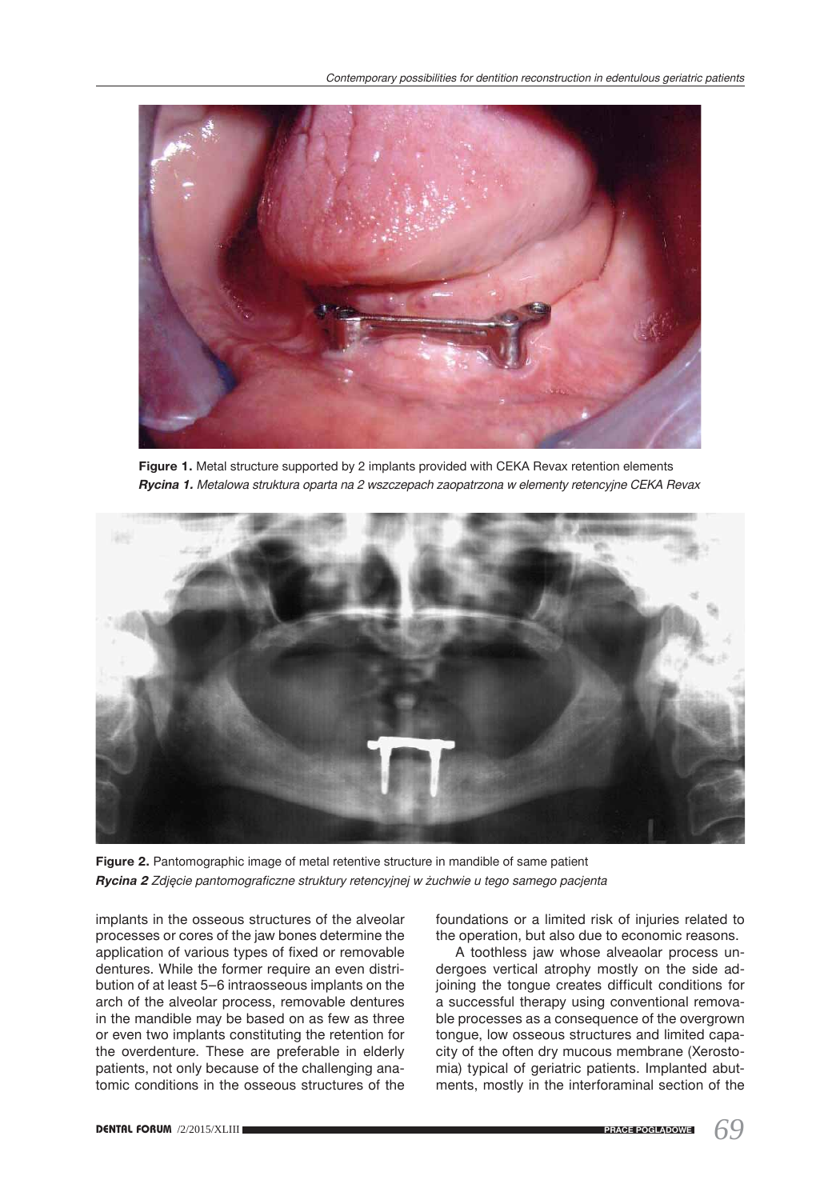**Figure 1.** Metal structure supported by 2 implants provided with CEKA Revax retention elements
***Rycina 1.*** *Metalowa struktura oparta na 2 wszczepach zaopatrzona w elementy retencyjne CEKA Revax*

**Figure 2.** Pantomographic image of metal retentive structure in mandible of same patient
***Rycina 2*** *Zdjęcie pantomograficzne struktury retencyjnej w żuchwie u tego samego pacjenta*

implants in the osseous structures of the alveolar processes or cores of the jaw bones determine the application of various types of fixed or removable dentures. While the former require an even distribution of at least 5–6 intraosseous implants on the arch of the alveolar process, removable dentures in the mandible may be based on as few as three or even two implants constituting the retention for the overdenture. These are preferable in elderly patients, not only because of the challenging anatomic conditions in the osseous structures of the foundations or a limited risk of injuries related to the operation, but also due to economic reasons.

A toothless jaw whose alveaolar process undergoes vertical atrophy mostly on the side adjoining the tongue creates difficult conditions for a successful therapy using conventional removable processes as a consequence of the overgrown tongue, low osseous structures and limited capacity of the often dry mucous membrane (Xerostomia) typical of geriatric patients. Implanted abutments, mostly in the interforaminal section of the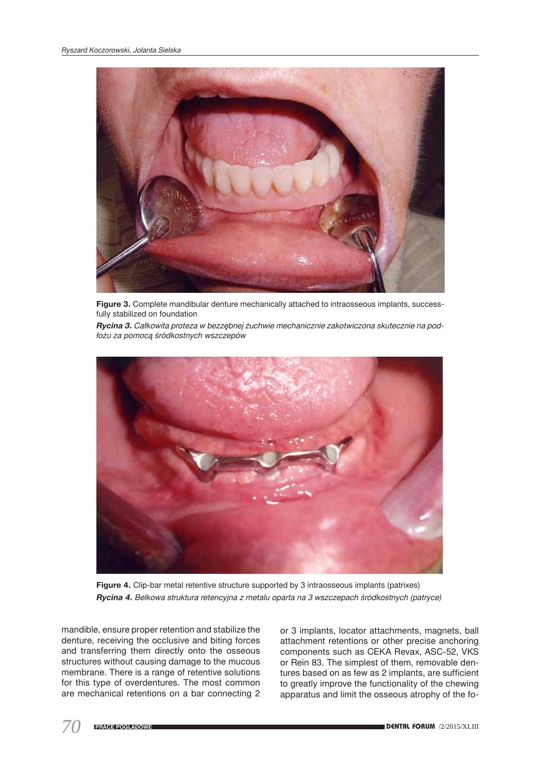**Figure 3.** Complete mandibular denture mechanically attached to intraosseous implants, successfully stabilized on foundation

***Rycina 3.*** *Całkowita proteza w bezzębnej żuchwie mechanicznie zakotwiczona skutecznie na podłożu za pomocą śródkostnych wszczepów*

**Figure 4.** Clip-bar metal retentive structure supported by 3 intraosseous implants (patrixes)

***Rycina 4.*** *Belkowa struktura retencyjna z metalu oparta na 3 wszczepach śródkostnych (patryce)*

mandible, ensure proper retention and stabilize the denture, receiving the occlusive and biting forces and transferring them directly onto the osseous structures without causing damage to the mucous membrane. There is a range of retentive solutions for this type of overdentures. The most common are mechanical retentions on a bar connecting 2 or 3 implants, locator attachments, magnets, ball attachment retentions or other precise anchoring components such as CEKA Revax, ASC-52, VKS or Rein 83. The simplest of them, removable dentures based on as few as 2 implants, are sufficient to greatly improve the functionality of the chewing apparatus and limit the osseous atrophy of the fo-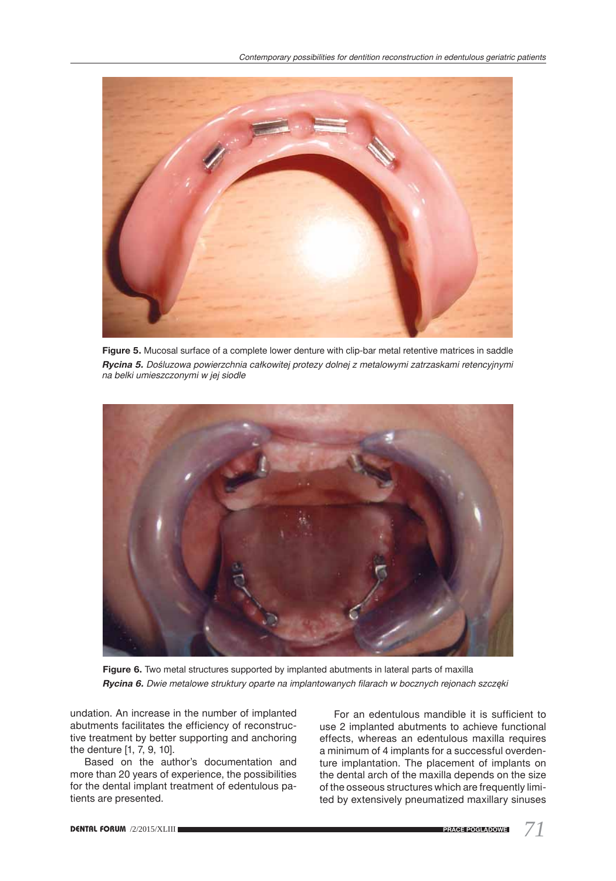**Figure 5.** Mucosal surface of a complete lower denture with clip-bar metal retentive matrices in saddle

***Rycina 5.*** *Dośluzowa powierzchnia całkowitej protezy dolnej z metalowymi zatrzaskami retencyjnymi na belki umieszczonymi w jej siodle*

**Figure 6.** Two metal structures supported by implanted abutments in lateral parts of maxilla

***Rycina 6.*** *Dwie metalowe struktury oparte na implantowanych filarach w bocznych rejonach szczęki*

undation. An increase in the number of implanted abutments facilitates the efficiency of reconstructive treatment by better supporting and anchoring the denture [1, 7, 9, 10].

Based on the author's documentation and more than 20 years of experience, the possibilities for the dental implant treatment of edentulous patients are presented.

For an edentulous mandible it is sufficient to use 2 implanted abutments to achieve functional effects, whereas an edentulous maxilla requires a minimum of 4 implants for a successful overdenture implantation. The placement of implants on the dental arch of the maxilla depends on the size of the osseous structures which are frequently limited by extensively pneumatized maxillary sinuses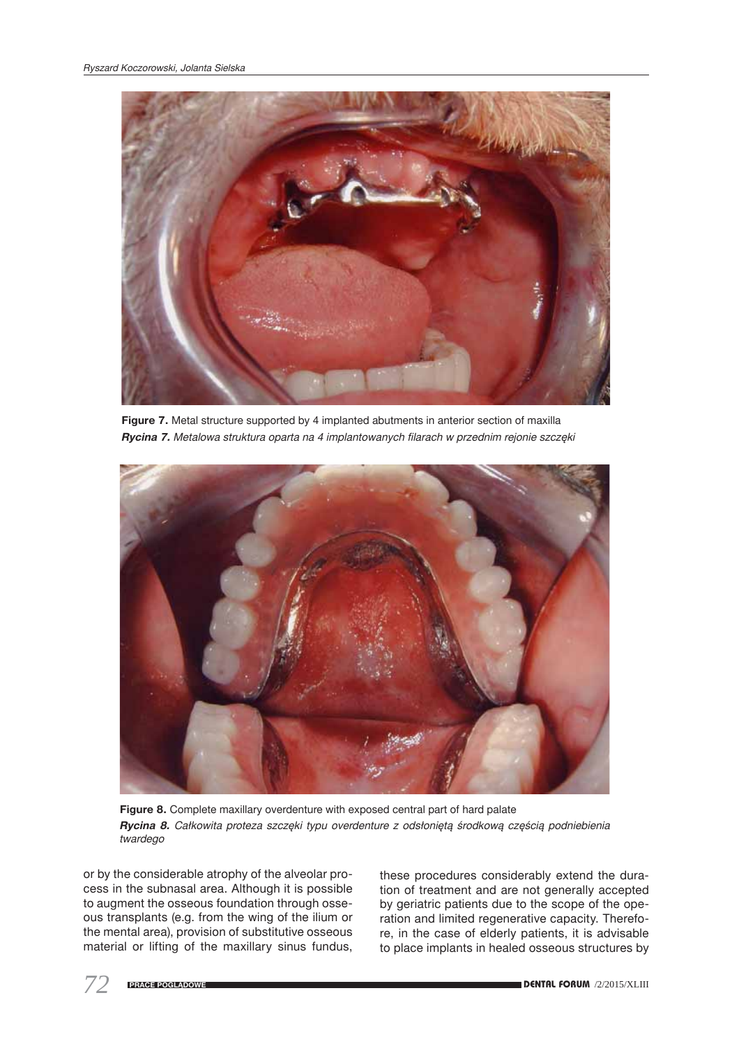**Figure 7.** Metal structure supported by 4 implanted abutments in anterior section of maxilla

***Rycina 7.*** *Metalowa struktura oparta na 4 implantowanych filarach w przednim rejonie szczęki*

**Figure 8.** Complete maxillary overdenture with exposed central part of hard palate

***Rycina 8.*** *Całkowita proteza szczęki typu overdenture z odsłoniętą środkową częścią podniebienia twardego*

or by the considerable atrophy of the alveolar process in the subnasal area. Although it is possible to augment the osseous foundation through osseous transplants (e.g. from the wing of the ilium or the mental area), provision of substitutive osseous material or lifting of the maxillary sinus fundus, these procedures considerably extend the duration of treatment and are not generally accepted by geriatric patients due to the scope of the operation and limited regenerative capacity. Therefore, in the case of elderly patients, it is advisable to place implants in healed osseous structures by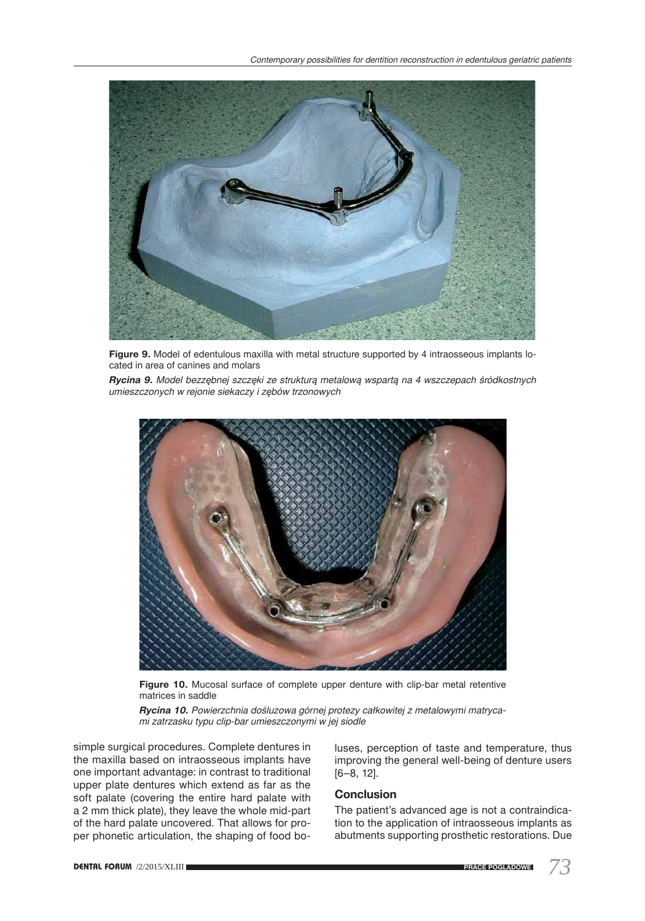**Figure 9.** Model of edentulous maxilla with metal structure supported by 4 intraosseous implants located in area of canines and molars

***Rycina 9.*** *Model bezzębnej szczęki ze strukturą metalową wspartą na 4 wszczepach śródkostnych umieszczonych w rejonie siekaczy i zębów trzonowych*

**Figure 10.** Mucosal surface of complete upper denture with clip-bar metal retentive matrices in saddle

***Rycina 10.*** *Powierzchnia dośluzowa górnej protezy całkowitej z metalowymi matrycami zatrzasku typu clip-bar umieszczonymi w jej siodle*

simple surgical procedures. Complete dentures in the maxilla based on intraosseous implants have one important advantage: in contrast to traditional upper plate dentures which extend as far as the soft palate (covering the entire hard palate with a 2 mm thick plate), they leave the whole mid-part of the hard palate uncovered. That allows for proper phonetic articulation, the shaping of food boluses, perception of taste and temperature, thus improving the general well-being of denture users [6–8, 12].

### Conclusion

The patient's advanced age is not a contraindication to the application of intraosseous implants as abutments supporting prosthetic restorations. Due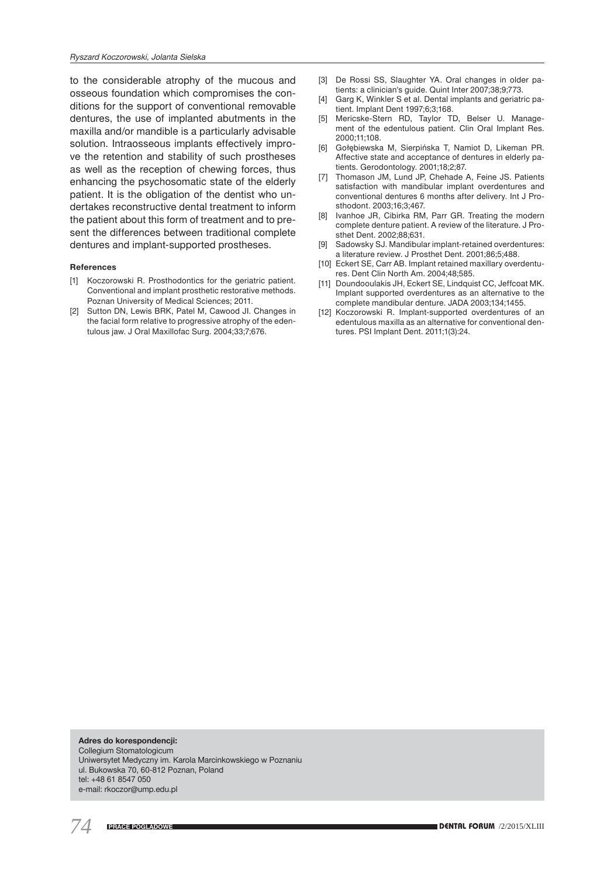to the considerable atrophy of the mucous and osseous foundation which compromises the conditions for the support of conventional removable dentures, the use of implanted abutments in the maxilla and/or mandible is a particularly advisable solution. Intraosseous implants effectively improve the retention and stability of such prostheses as well as the reception of chewing forces, thus enhancing the psychosomatic state of the elderly patient. It is the obligation of the dentist who undertakes reconstructive dental treatment to inform the patient about this form of treatment and to present the differences between traditional complete dentures and implant-supported prostheses.

**References**

[1] Koczorowski R. Prosthodontics for the geriatric patient. Conventional and implant prosthetic restorative methods. Poznan University of Medical Sciences; 2011.

[2] Sutton DN, Lewis BRK, Patel M, Cawood JI. Changes in the facial form relative to progressive atrophy of the edentulous jaw. J Oral Maxillofac Surg. 2004;33;7;676.

[3] De Rossi SS, Slaughter YA. Oral changes in older patients: a clinician's guide. Quint Inter 2007;38;9;773.

[4] Garg K, Winkler S et al. Dental implants and geriatric patient. Implant Dent 1997;6;3;168.

[5] Mericske-Stern RD, Taylor TD, Belser U. Management of the edentulous patient. Clin Oral Implant Res. 2000;11;108.

[6] Gołębiewska M, Sierpińska T, Namiot D, Likeman PR. Affective state and acceptance of dentures in elderly patients. Gerodontology. 2001;18;2;87.

[7] Thomason JM, Lund JP, Chehade A, Feine JS. Patients satisfaction with mandibular implant overdentures and conventional dentures 6 months after delivery. Int J Prosthodont. 2003;16;3;467.

[8] Ivanhoe JR, Cibirka RM, Parr GR. Treating the modern complete denture patient. A review of the literature. J Prosthet Dent. 2002;88;631.

[9] Sadowsky SJ. Mandibular implant-retained overdentures: a literature review. J Prosthet Dent. 2001;86;5;488.

[10] Eckert SE, Carr AB. Implant retained maxillary overdentures. Dent Clin North Am. 2004;48;585.

[11] Doundooulakis JH, Eckert SE, Lindquist CC, Jeffcoat MK. Implant supported overdentures as an alternative to the complete mandibular denture. JADA 2003;134;1455.

[12] Koczorowski R. Implant-supported overdentures of an edentulous maxilla as an alternative for conventional dentures. PSI Implant Dent. 2011;1(3):24.

**Adres do korespondencji:**
Collegium Stomatologicum
Uniwersytet Medyczny im. Karola Marcinkowskiego w Poznaniu
ul. Bukowska 70, 60-812 Poznan, Poland
tel: +48 61 8547 050
e-mail: rkoczor@ump.edu.pl